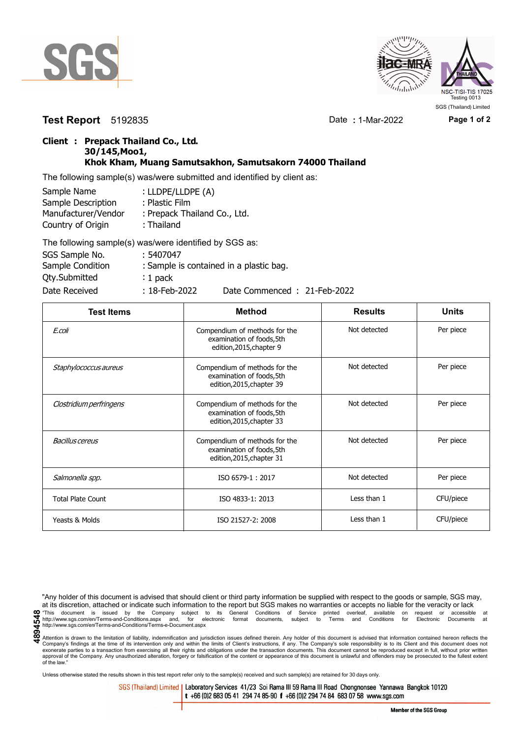SGS

NSC-TISI-TIS 17025
Testing 0013
SGS (Thailand) Limited

**Test Report** 5192835 Date : 1-Mar-2022

**Client : Prepack Thailand Co., Ltd.**
**30/145,Moo1,**
**Khok Kham, Muang Samutsakhon, Samutsakorn 74000 Thailand**

The following sample(s) was/were submitted and identified by client as:

| | |
|---|---|
| Sample Name | : LLDPE/LLDPE (A) |
| Sample Description | : Plastic Film |
| Manufacturer/Vendor | : Prepack Thailand Co., Ltd. |
| Country of Origin | : Thailand |

The following sample(s) was/were identified by SGS as:

| | |
|---|---|
| SGS Sample No. | : 5407047 |
| Sample Condition | : Sample is contained in a plastic bag. |
| Qty.Submitted | : 1 pack |
| Date Received | : 18-Feb-2022 Date Commenced : 21-Feb-2022 |

| Test Items | Method | Results | Units |
|---|---|---|---|
| *E.coli* | Compendium of methods for the examination of foods,5th edition,2015,chapter 9 | Not detected | Per piece |
| *Staphylococcus aureus* | Compendium of methods for the examination of foods,5th edition,2015,chapter 39 | Not detected | Per piece |
| *Clostridium perfringens* | Compendium of methods for the examination of foods,5th edition,2015,chapter 33 | Not detected | Per piece |
| *Bacillus cereus* | Compendium of methods for the examination of foods,5th edition,2015,chapter 31 | Not detected | Per piece |
| *Salmonella spp.* | ISO 6579-1 : 2017 | Not detected | Per piece |
| Total Plate Count | ISO 4833-1: 2013 | Less than 1 | CFU/piece |
| Yeasts & Molds | ISO 21527-2: 2008 | Less than 1 | CFU/piece |

"Any holder of this document is advised that should client or third party information be supplied with respect to the goods or sample, SGS may, at its discretion, attached or indicate such information to the report but SGS makes no warranties or accepts no liable for the veracity or lack

4894548

"This document is issued by the Company subject to its General Conditions of Service printed overleaf, available on request or accessible at http://www.sgs.com/en/Terms-and-Conditions.aspx and, for electronic format documents, subject to Terms and Conditions for Electronic Documents at http://www.sgs.com/en/Terms-and-Conditions/Terms-e-Document.aspx

Attention is drawn to the limitation of liability, indemnification and jurisdiction issues defined therein. Any holder of this document is advised that information contained hereon reflects the Company's findings at the time of its intervention only and within the limits of Client's instructions, if any. The Company's sole responsibility is to its Client and this document does not exonerate parties to a transaction from exercising all their rights and obligations under the transaction documents. This document cannot be reproduced except in full, without prior written approval of the Company. Any unauthorized alteration, forgery or falsification of the content or appearance of this document is unlawful and offenders may be prosecuted to the fullest extent of the law."

Unless otherwise stated the results shown in this test report refer only to the sample(s) received and such sample(s) are retained for 30 days only.

SGS (Thailand) Limited | Laboratory Services 41/23 Soi Rama III 59 Rama III Road Chongnonsee Yannawa Bangkok 10120
t +66 (0)2 683 05 41 294 74 85-90 f +66 (0)2 294 74 84 683 07 58 www.sgs.com

Member of the SGS Group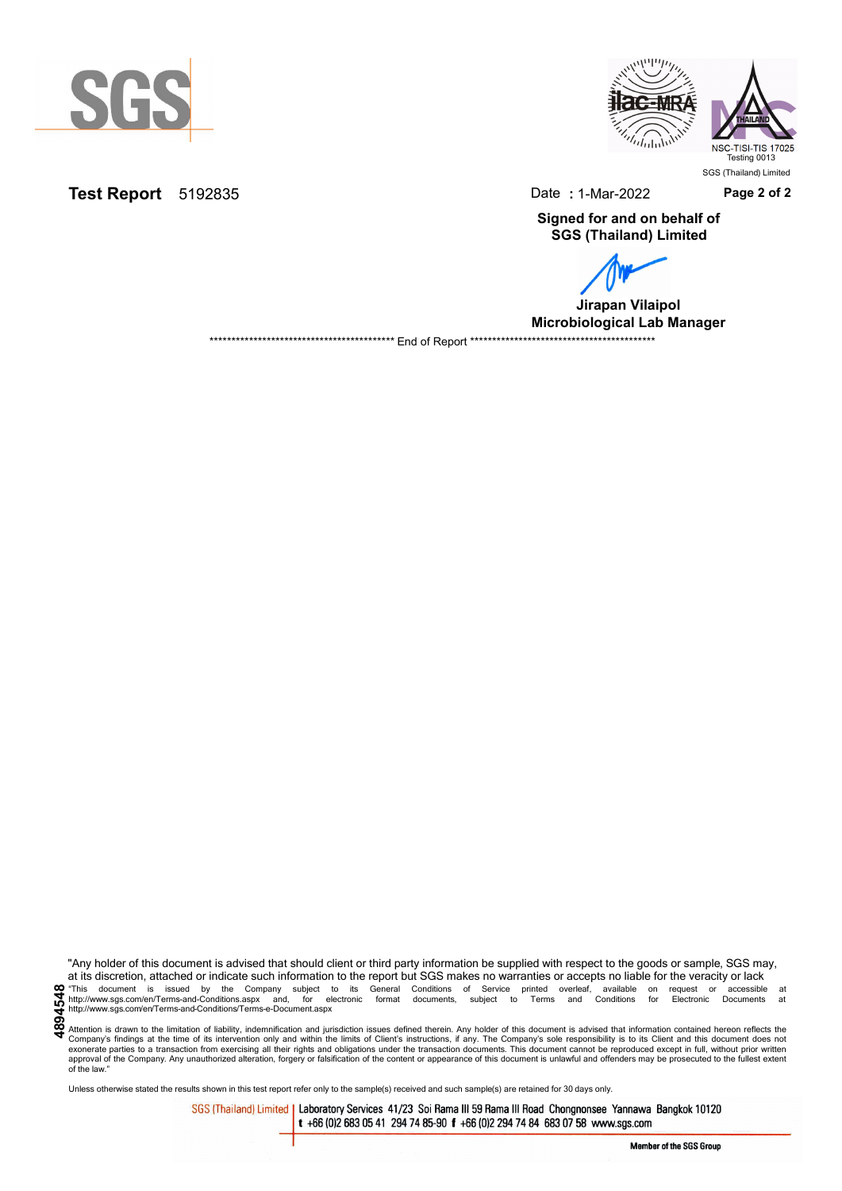**Test Report** 5192835

Date : 1-Mar-2022

**Signed for and on behalf of**
**SGS (Thailand) Limited**

**Jirapan Vilaipol**
**Microbiological Lab Manager**

******************************************** End of Report ********************************************

"Any holder of this document is advised that should client or third party information be supplied with respect to the goods or sample, SGS may, at its discretion, attached or indicate such information to the report but SGS makes no warranties or accepts no liable for the veracity or lack

"This document is issued by the Company subject to its General Conditions of Service printed overleaf, available on request or accessible at http://www.sgs.com/en/Terms-and-Conditions.aspx and, for electronic format documents, subject to Terms and Conditions for Electronic Documents at http://www.sgs.com/en/Terms-and-Conditions/Terms-e-Document.aspx

Attention is drawn to the limitation of liability, indemnification and jurisdiction issues defined therein. Any holder of this document is advised that information contained hereon reflects the Company's findings at the time of its intervention only and within the limits of Client's instructions, if any. The Company's sole responsibility is to its Client and this document does not exonerate parties to a transaction from exercising all their rights and obligations under the transaction documents. This document cannot be reproduced except in full, without prior written approval of the Company. Any unauthorized alteration, forgery or falsification of the content or appearance of this document is unlawful and offenders may be prosecuted to the fullest extent of the law."

Unless otherwise stated the results shown in this test report refer only to the sample(s) received and such sample(s) are retained for 30 days only.

SGS (Thailand) Limited | Laboratory Services 41/23 Soi Rama III 59 Rama III Road Chongnonsee Yannawa Bangkok 10120
t +66 (0)2 683 05 41 294 74 85-90 f +66 (0)2 294 74 84 683 07 58 www.sgs.com

Member of the SGS Group